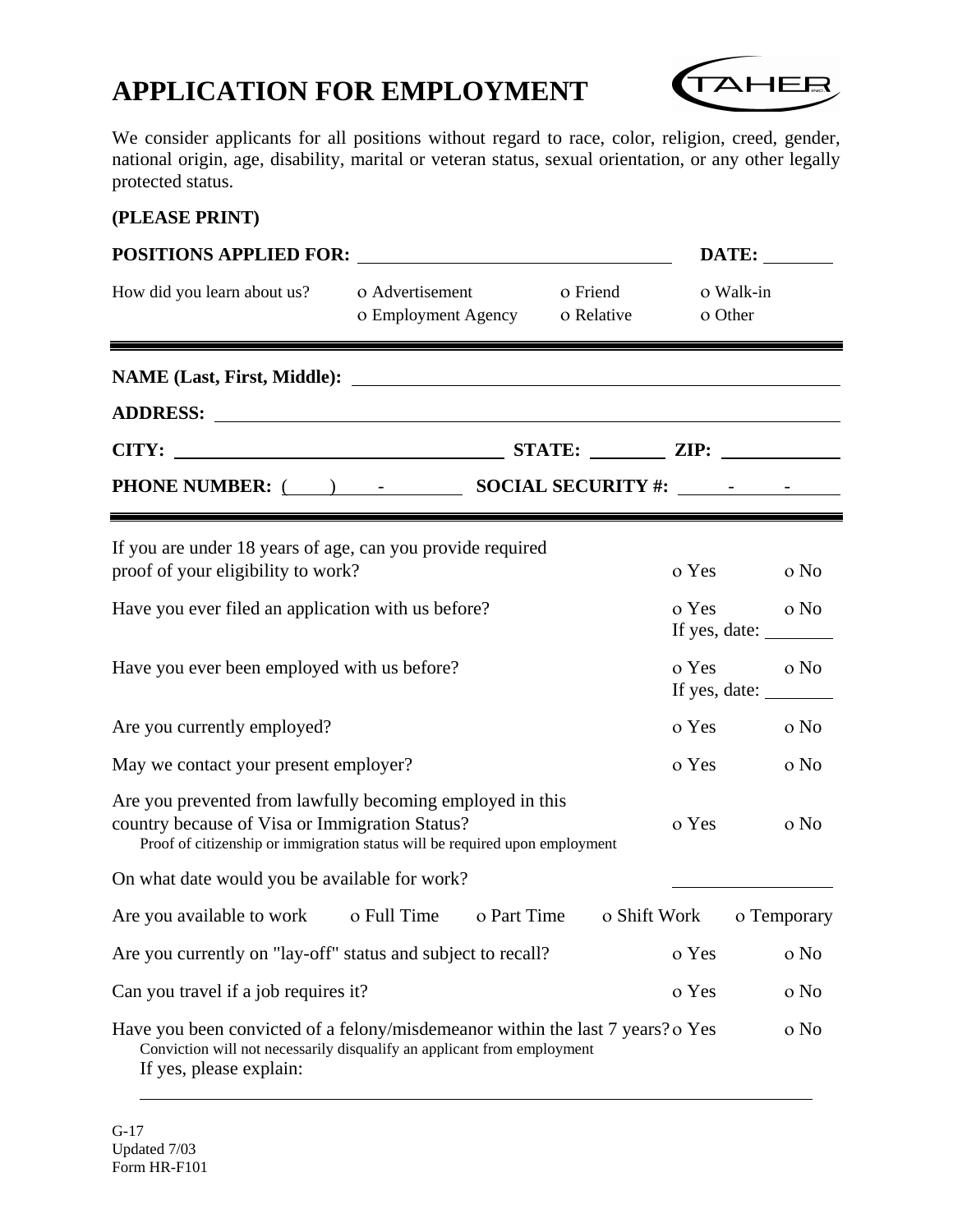# APPLICATION FOR EMPLOYMENT

TAHER INC.

We consider applicants for all positions without regard to race, color, religion, creed, gender, national origin, age, disability, marital or veteran status, sexual orientation, or any other legally protected status.

**(PLEASE PRINT)**

**POSITIONS APPLIED FOR:** ______________________________ **DATE:** ________

How did you learn about us?   o Advertisement   o Friend   o Walk-in   o Employment Agency   o Relative   o Other

---

**NAME (Last, First, Middle):** ______________________________

**ADDRESS:** ______________________________

**CITY:** ______________________ **STATE:** ________ **ZIP:** ____________

**PHONE NUMBER:** (____) ____-________ **SOCIAL SECURITY #:** ____-____-____

---

If you are under 18 years of age, can you provide required proof of your eligibility to work? o Yes o No

Have you ever filed an application with us before? o Yes o No
If yes, date: ________

Have you ever been employed with us before? o Yes o No
If yes, date: ________

Are you currently employed? o Yes o No

May we contact your present employer? o Yes o No

Are you prevented from lawfully becoming employed in this country because of Visa or Immigration Status? o Yes o No
Proof of citizenship or immigration status will be required upon employment

On what date would you be available for work? ________________

Are you available to work o Full Time o Part Time o Shift Work o Temporary

Are you currently on "lay-off" status and subject to recall? o Yes o No

Can you travel if a job requires it? o Yes o No

Have you been convicted of a felony/misdemeanor within the last 7 years? o Yes o No
Conviction will not necessarily disqualify an applicant from employment
If yes, please explain:

______________________________________________________________

G-17
Updated 7/03
Form HR-F101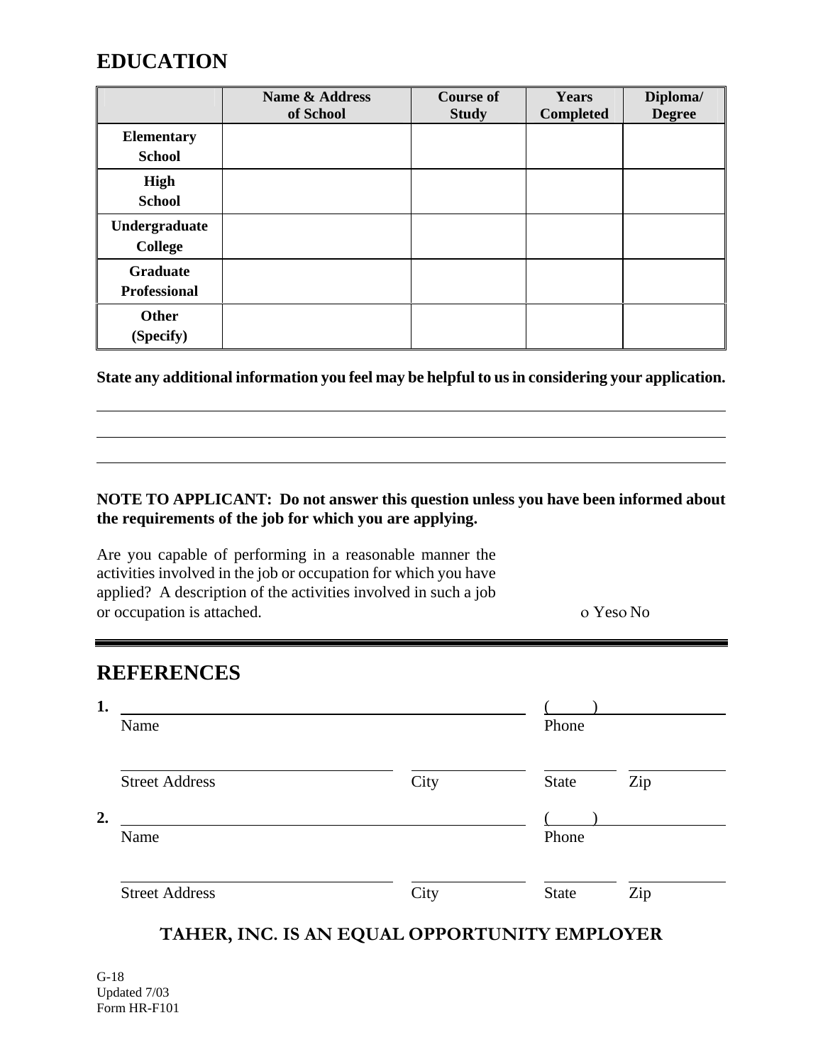## EDUCATION

| | Name & Address of School | Course of Study | Years Completed | Diploma/ Degree |
|---|---|---|---|---|
| **Elementary School** | | | | |
| **High School** | | | | |
| **Undergraduate College** | | | | |
| **Graduate Professional** | | | | |
| **Other (Specify)** | | | | |

**State any additional information you feel may be helpful to us in considering your application.**

______________________________________________________________________

______________________________________________________________________

______________________________________________________________________

**NOTE TO APPLICANT: Do not answer this question unless you have been informed about the requirements of the job for which you are applying.**

Are you capable of performing in a reasonable manner the activities involved in the job or occupation for which you have applied? A description of the activities involved in such a job or occupation is attached. o Yes o No

## REFERENCES

**1.** ______________________________________ ( ) ______________

Name Phone

______________________ ______________ __________ __________

Street Address City State Zip

**2.** ______________________________________ ( ) ______________

Name Phone

______________________ ______________ __________ __________

Street Address City State Zip

**TAHER, INC. IS AN EQUAL OPPORTUNITY EMPLOYER**

G-18
Updated 7/03
Form HR-F101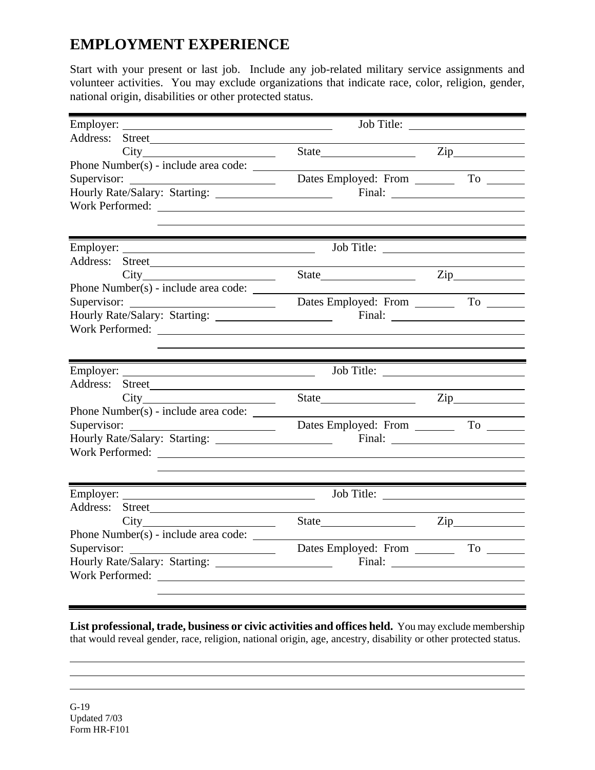# EMPLOYMENT EXPERIENCE

Start with your present or last job. Include any job-related military service assignments and volunteer activities. You may exclude organizations that indicate race, color, religion, gender, national origin, disabilities or other protected status.

---

Employer: ____________________ Job Title: ____________________

Address: Street ____________________

City ____________________ State ____________________ Zip ____________________

Phone Number(s) - include area code: ____________________

Supervisor: ____________________ Dates Employed: From ________ To ________

Hourly Rate/Salary: Starting: ____________________ Final: ____________________

Work Performed: ____________________

____________________

---

Employer: ____________________ Job Title: ____________________

Address: Street ____________________

City ____________________ State ____________________ Zip ____________________

Phone Number(s) - include area code: ____________________

Supervisor: ____________________ Dates Employed: From ________ To ________

Hourly Rate/Salary: Starting: ____________________ Final: ____________________

Work Performed: ____________________

____________________

---

Employer: ____________________ Job Title: ____________________

Address: Street ____________________

City ____________________ State ____________________ Zip ____________________

Phone Number(s) - include area code: ____________________

Supervisor: ____________________ Dates Employed: From ________ To ________

Hourly Rate/Salary: Starting: ____________________ Final: ____________________

Work Performed: ____________________

____________________

---

Employer: ____________________ Job Title: ____________________

Address: Street ____________________

City ____________________ State ____________________ Zip ____________________

Phone Number(s) - include area code: ____________________

Supervisor: ____________________ Dates Employed: From ________ To ________

Hourly Rate/Salary: Starting: ____________________ Final: ____________________

Work Performed: ____________________

____________________

---

**List professional, trade, business or civic activities and offices held.** You may exclude membership that would reveal gender, race, religion, national origin, age, ancestry, disability or other protected status.

____________________

____________________

____________________

G-19
Updated 7/03
Form HR-F101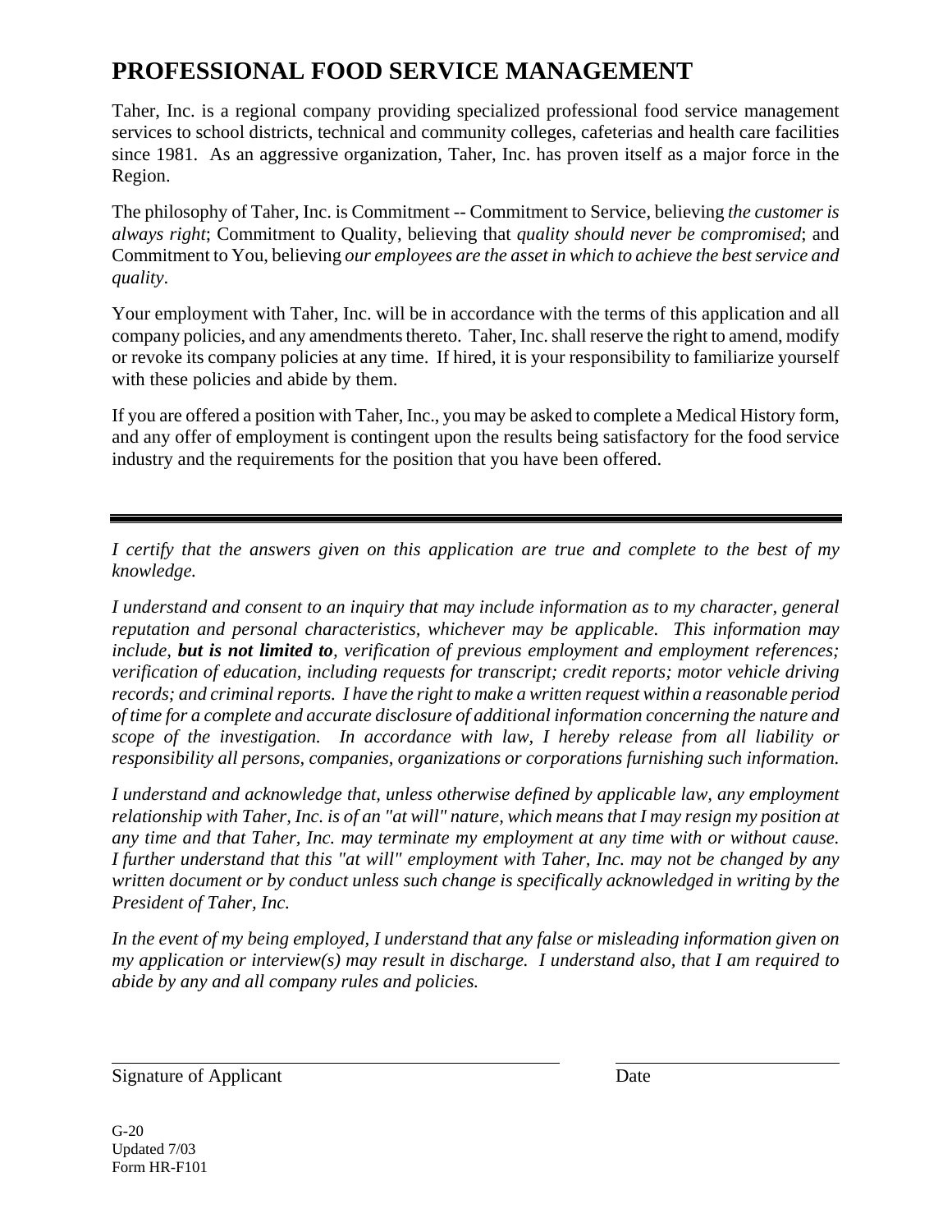# PROFESSIONAL FOOD SERVICE MANAGEMENT

Taher, Inc. is a regional company providing specialized professional food service management services to school districts, technical and community colleges, cafeterias and health care facilities since 1981. As an aggressive organization, Taher, Inc. has proven itself as a major force in the Region.

The philosophy of Taher, Inc. is Commitment -- Commitment to Service, believing *the customer is always right*; Commitment to Quality, believing that *quality should never be compromised*; and Commitment to You, believing *our employees are the asset in which to achieve the best service and quality*.

Your employment with Taher, Inc. will be in accordance with the terms of this application and all company policies, and any amendments thereto. Taher, Inc. shall reserve the right to amend, modify or revoke its company policies at any time. If hired, it is your responsibility to familiarize yourself with these policies and abide by them.

If you are offered a position with Taher, Inc., you may be asked to complete a Medical History form, and any offer of employment is contingent upon the results being satisfactory for the food service industry and the requirements for the position that you have been offered.

---

*I certify that the answers given on this application are true and complete to the best of my knowledge.*

*I understand and consent to an inquiry that may include information as to my character, general reputation and personal characteristics, whichever may be applicable. This information may include, **but is not limited to**, verification of previous employment and employment references; verification of education, including requests for transcript; credit reports; motor vehicle driving records; and criminal reports. I have the right to make a written request within a reasonable period of time for a complete and accurate disclosure of additional information concerning the nature and scope of the investigation. In accordance with law, I hereby release from all liability or responsibility all persons, companies, organizations or corporations furnishing such information.*

*I understand and acknowledge that, unless otherwise defined by applicable law, any employment relationship with Taher, Inc. is of an "at will" nature, which means that I may resign my position at any time and that Taher, Inc. may terminate my employment at any time with or without cause. I further understand that this "at will" employment with Taher, Inc. may not be changed by any written document or by conduct unless such change is specifically acknowledged in writing by the President of Taher, Inc.*

*In the event of my being employed, I understand that any false or misleading information given on my application or interview(s) may result in discharge. I understand also, that I am required to abide by any and all company rules and policies.*

_______________________________________ Signature of Applicant

____________________ Date

G-20
Updated 7/03
Form HR-F101